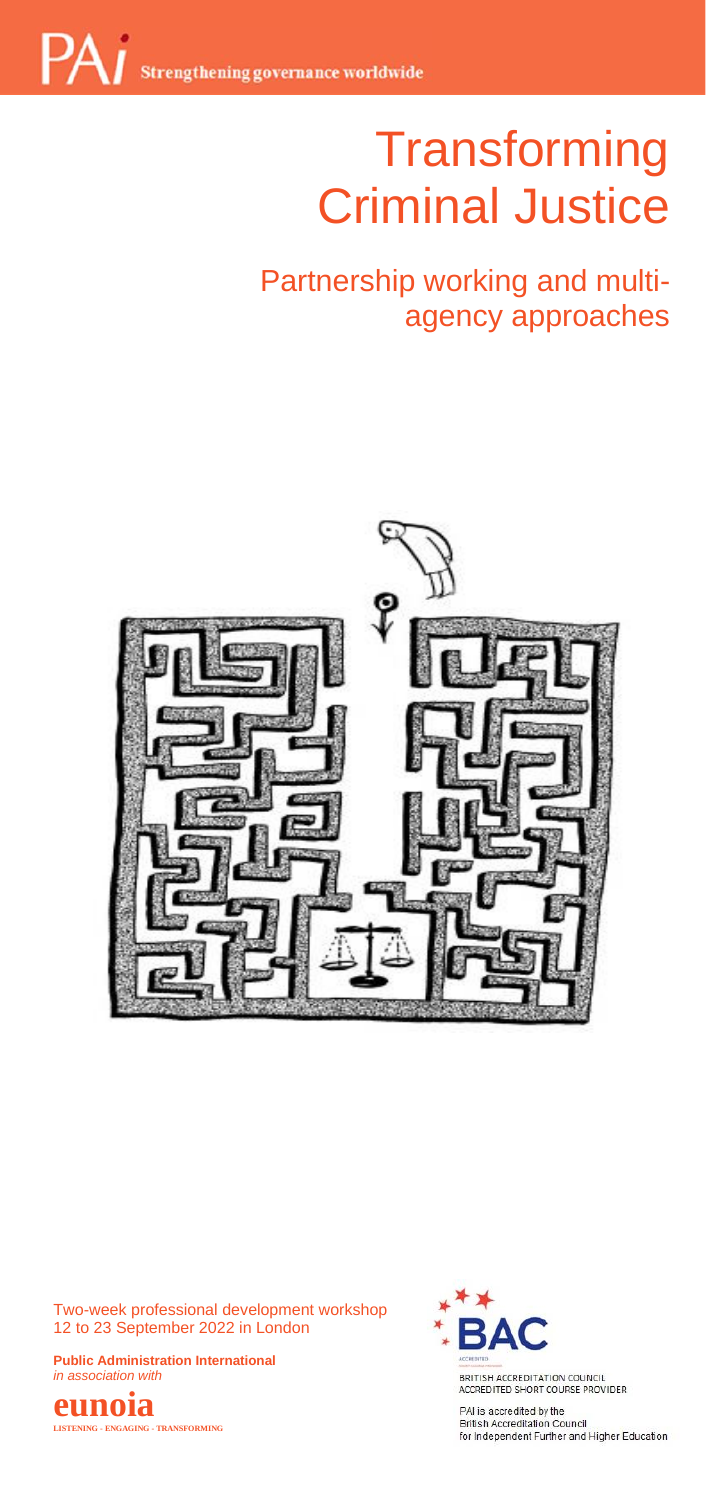PAI Strengthening governance worldwide

# Transforming Criminal Justice

## Partnership working and multi-agency approaches

Two-week professional development workshop
12 to 23 September 2022 in London

**Public Administration International**
*in association with*

**eunoia**
LISTENING · ENGAGING · TRANSFORMING

BAC
ACCREDITED
BRITISH ACCREDITATION COUNCIL
ACCREDITED SHORT COURSE PROVIDER

PAI is accredited by the
British Accreditation Council
for Independent Further and Higher Education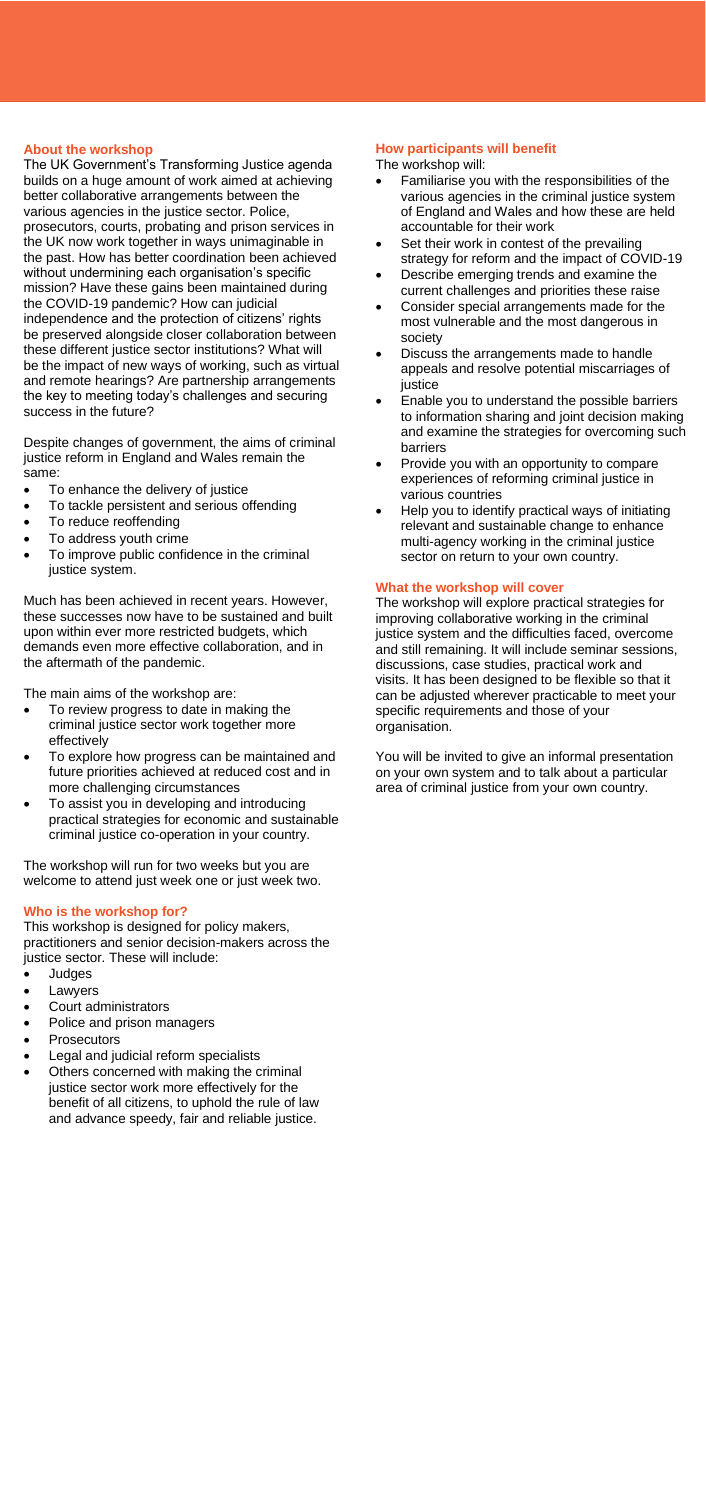## About the workshop

The UK Government's Transforming Justice agenda builds on a huge amount of work aimed at achieving better collaborative arrangements between the various agencies in the justice sector. Police, prosecutors, courts, probating and prison services in the UK now work together in ways unimaginable in the past. How has better coordination been achieved without undermining each organisation's specific mission? Have these gains been maintained during the COVID-19 pandemic? How can judicial independence and the protection of citizens' rights be preserved alongside closer collaboration between these different justice sector institutions? What will be the impact of new ways of working, such as virtual and remote hearings? Are partnership arrangements the key to meeting today's challenges and securing success in the future?

Despite changes of government, the aims of criminal justice reform in England and Wales remain the same:

- To enhance the delivery of justice
- To tackle persistent and serious offending
- To reduce reoffending
- To address youth crime
- To improve public confidence in the criminal justice system.

Much has been achieved in recent years. However, these successes now have to be sustained and built upon within ever more restricted budgets, which demands even more effective collaboration, and in the aftermath of the pandemic.

The main aims of the workshop are:

- To review progress to date in making the criminal justice sector work together more effectively
- To explore how progress can be maintained and future priorities achieved at reduced cost and in more challenging circumstances
- To assist you in developing and introducing practical strategies for economic and sustainable criminal justice co-operation in your country.

The workshop will run for two weeks but you are welcome to attend just week one or just week two.

## Who is the workshop for?

This workshop is designed for policy makers, practitioners and senior decision-makers across the justice sector. These will include:

- Judges
- Lawyers
- Court administrators
- Police and prison managers
- Prosecutors
- Legal and judicial reform specialists
- Others concerned with making the criminal justice sector work more effectively for the benefit of all citizens, to uphold the rule of law and advance speedy, fair and reliable justice.

## How participants will benefit

The workshop will:

- Familiarise you with the responsibilities of the various agencies in the criminal justice system of England and Wales and how these are held accountable for their work
- Set their work in contest of the prevailing strategy for reform and the impact of COVID-19
- Describe emerging trends and examine the current challenges and priorities these raise
- Consider special arrangements made for the most vulnerable and the most dangerous in society
- Discuss the arrangements made to handle appeals and resolve potential miscarriages of justice
- Enable you to understand the possible barriers to information sharing and joint decision making and examine the strategies for overcoming such barriers
- Provide you with an opportunity to compare experiences of reforming criminal justice in various countries
- Help you to identify practical ways of initiating relevant and sustainable change to enhance multi-agency working in the criminal justice sector on return to your own country.

## What the workshop will cover

The workshop will explore practical strategies for improving collaborative working in the criminal justice system and the difficulties faced, overcome and still remaining. It will include seminar sessions, discussions, case studies, practical work and visits. It has been designed to be flexible so that it can be adjusted wherever practicable to meet your specific requirements and those of your organisation.

You will be invited to give an informal presentation on your own system and to talk about a particular area of criminal justice from your own country.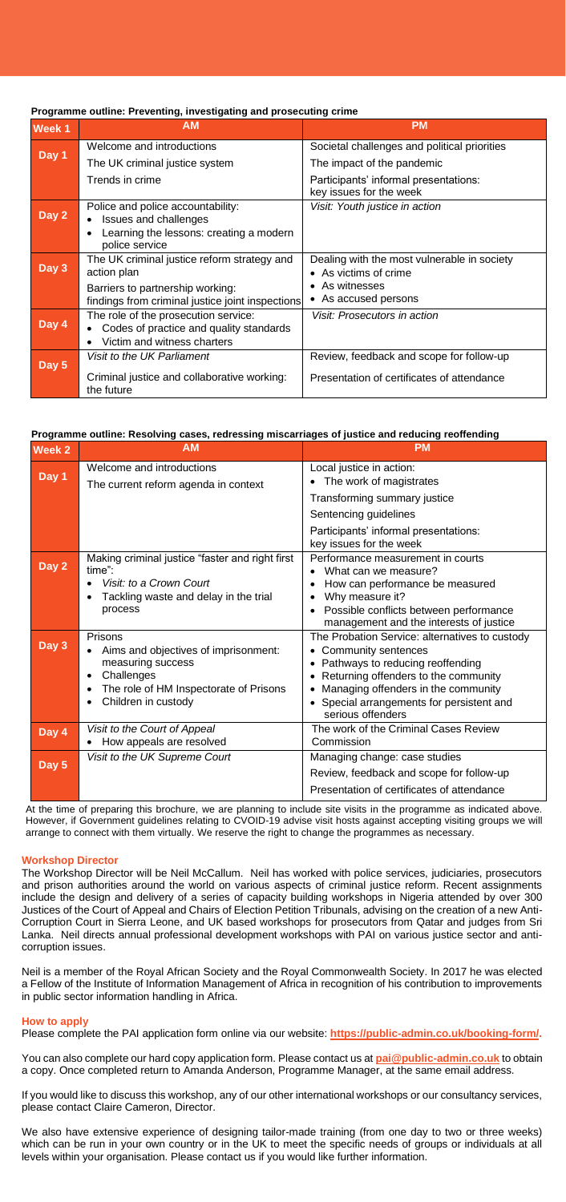**Programme outline: Preventing, investigating and prosecuting crime**

| Week 1 | AM | PM |
|---|---|---|
| Day 1 | Welcome and introductions<br>The UK criminal justice system<br>Trends in crime | Societal challenges and political priorities<br>The impact of the pandemic<br>Participants' informal presentations: key issues for the week |
| Day 2 | Police and police accountability:<br>• Issues and challenges<br>• Learning the lessons: creating a modern police service | *Visit: Youth justice in action* |
| Day 3 | The UK criminal justice reform strategy and action plan<br>Barriers to partnership working: findings from criminal justice joint inspections | Dealing with the most vulnerable in society<br>• As victims of crime<br>• As witnesses<br>• As accused persons |
| Day 4 | The role of the prosecution service:<br>• Codes of practice and quality standards<br>• Victim and witness charters | *Visit: Prosecutors in action* |
| Day 5 | *Visit to the UK Parliament*<br>Criminal justice and collaborative working: the future | Review, feedback and scope for follow-up<br>Presentation of certificates of attendance |

**Programme outline: Resolving cases, redressing miscarriages of justice and reducing reoffending**

| Week 2 | AM | PM |
|---|---|---|
| Day 1 | Welcome and introductions<br>The current reform agenda in context | Local justice in action:<br>• The work of magistrates<br>Transforming summary justice<br>Sentencing guidelines<br>Participants' informal presentations: key issues for the week |
| Day 2 | Making criminal justice "faster and right first time":<br>• *Visit: to a Crown Court*<br>• Tackling waste and delay in the trial process | Performance measurement in courts<br>• What can we measure?<br>• How can performance be measured<br>• Why measure it?<br>• Possible conflicts between performance management and the interests of justice |
| Day 3 | Prisons<br>• Aims and objectives of imprisonment: measuring success<br>• Challenges<br>• The role of HM Inspectorate of Prisons<br>• Children in custody | The Probation Service: alternatives to custody<br>• Community sentences<br>• Pathways to reducing reoffending<br>• Returning offenders to the community<br>• Managing offenders in the community<br>• Special arrangements for persistent and serious offenders |
| Day 4 | *Visit to the Court of Appeal*<br>• How appeals are resolved | The work of the Criminal Cases Review Commission |
| Day 5 | *Visit to the UK Supreme Court* | Managing change: case studies<br>Review, feedback and scope for follow-up<br>Presentation of certificates of attendance |

At the time of preparing this brochure, we are planning to include site visits in the programme as indicated above. However, if Government guidelines relating to CVOID-19 advise visit hosts against accepting visiting groups we will arrange to connect with them virtually. We reserve the right to change the programmes as necessary.

### Workshop Director

The Workshop Director will be Neil McCallum. Neil has worked with police services, judiciaries, prosecutors and prison authorities around the world on various aspects of criminal justice reform. Recent assignments include the design and delivery of a series of capacity building workshops in Nigeria attended by over 300 Justices of the Court of Appeal and Chairs of Election Petition Tribunals, advising on the creation of a new Anti-Corruption Court in Sierra Leone, and UK based workshops for prosecutors from Qatar and judges from Sri Lanka. Neil directs annual professional development workshops with PAI on various justice sector and anti-corruption issues.

Neil is a member of the Royal African Society and the Royal Commonwealth Society. In 2017 he was elected a Fellow of the Institute of Information Management of Africa in recognition of his contribution to improvements in public sector information handling in Africa.

### How to apply

Please complete the PAI application form online via our website: **https://public-admin.co.uk/booking-form/**.

You can also complete our hard copy application form. Please contact us at **pai@public-admin.co.uk** to obtain a copy. Once completed return to Amanda Anderson, Programme Manager, at the same email address.

If you would like to discuss this workshop, any of our other international workshops or our consultancy services, please contact Claire Cameron, Director.

We also have extensive experience of designing tailor-made training (from one day to two or three weeks) which can be run in your own country or in the UK to meet the specific needs of groups or individuals at all levels within your organisation. Please contact us if you would like further information.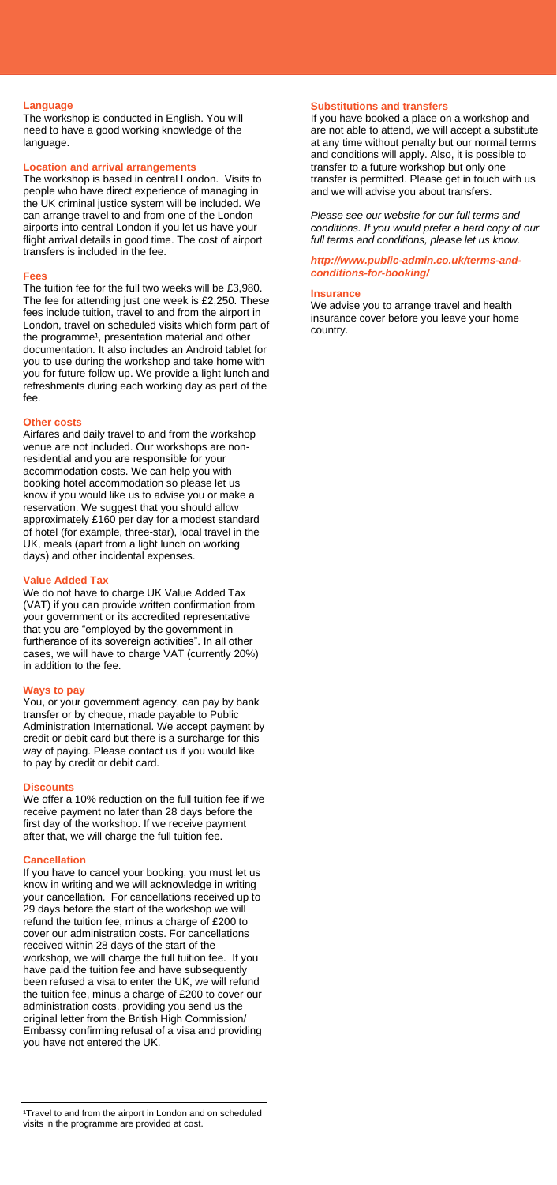## Language

The workshop is conducted in English. You will need to have a good working knowledge of the language.

## Location and arrival arrangements

The workshop is based in central London. Visits to people who have direct experience of managing in the UK criminal justice system will be included. We can arrange travel to and from one of the London airports into central London if you let us have your flight arrival details in good time. The cost of airport transfers is included in the fee.

## Fees

The tuition fee for the full two weeks will be £3,980. The fee for attending just one week is £2,250. These fees include tuition, travel to and from the airport in London, travel on scheduled visits which form part of the programme[1], presentation material and other documentation. It also includes an Android tablet for you to use during the workshop and take home with you for future follow up. We provide a light lunch and refreshments during each working day as part of the fee.

## Other costs

Airfares and daily travel to and from the workshop venue are not included. Our workshops are non-residential and you are responsible for your accommodation costs. We can help you with booking hotel accommodation so please let us know if you would like us to advise you or make a reservation. We suggest that you should allow approximately £160 per day for a modest standard of hotel (for example, three-star), local travel in the UK, meals (apart from a light lunch on working days) and other incidental expenses.

## Value Added Tax

We do not have to charge UK Value Added Tax (VAT) if you can provide written confirmation from your government or its accredited representative that you are "employed by the government in furtherance of its sovereign activities". In all other cases, we will have to charge VAT (currently 20%) in addition to the fee.

## Ways to pay

You, or your government agency, can pay by bank transfer or by cheque, made payable to Public Administration International. We accept payment by credit or debit card but there is a surcharge for this way of paying. Please contact us if you would like to pay by credit or debit card.

## Discounts

We offer a 10% reduction on the full tuition fee if we receive payment no later than 28 days before the first day of the workshop. If we receive payment after that, we will charge the full tuition fee.

## Cancellation

If you have to cancel your booking, you must let us know in writing and we will acknowledge in writing your cancellation. For cancellations received up to 29 days before the start of the workshop we will refund the tuition fee, minus a charge of £200 to cover our administration costs. For cancellations received within 28 days of the start of the workshop, we will charge the full tuition fee. If you have paid the tuition fee and have subsequently been refused a visa to enter the UK, we will refund the tuition fee, minus a charge of £200 to cover our administration costs, providing you send us the original letter from the British High Commission/ Embassy confirming refusal of a visa and providing you have not entered the UK.

## Substitutions and transfers

If you have booked a place on a workshop and are not able to attend, we will accept a substitute at any time without penalty but our normal terms and conditions will apply. Also, it is possible to transfer to a future workshop but only one transfer is permitted. Please get in touch with us and we will advise you about transfers.

*Please see our website for our full terms and conditions. If you would prefer a hard copy of our full terms and conditions, please let us know.*

***http://www.public-admin.co.uk/terms-and-conditions-for-booking/***

## Insurance

We advise you to arrange travel and health insurance cover before you leave your home country.

---

[1]Travel to and from the airport in London and on scheduled visits in the programme are provided at cost.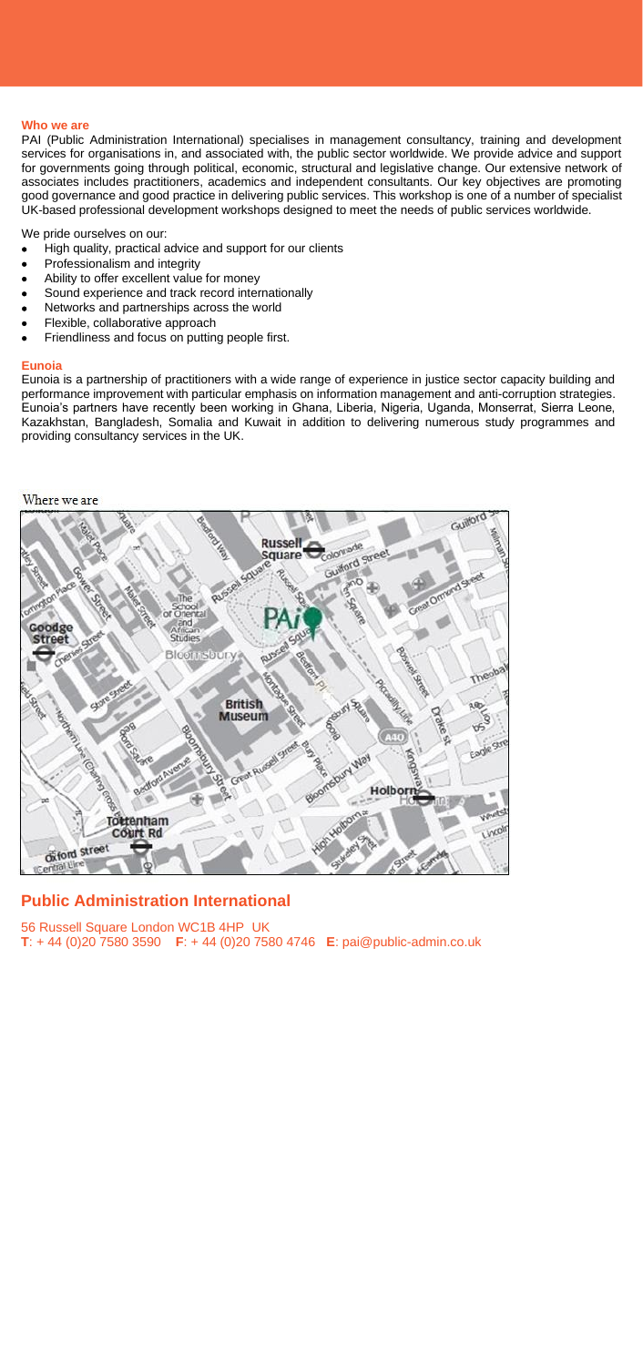## Who we are

PAI (Public Administration International) specialises in management consultancy, training and development services for organisations in, and associated with, the public sector worldwide. We provide advice and support for governments going through political, economic, structural and legislative change. Our extensive network of associates includes practitioners, academics and independent consultants. Our key objectives are promoting good governance and good practice in delivering public services. This workshop is one of a number of specialist UK-based professional development workshops designed to meet the needs of public services worldwide.

We pride ourselves on our:

- High quality, practical advice and support for our clients
- Professionalism and integrity
- Ability to offer excellent value for money
- Sound experience and track record internationally
- Networks and partnerships across the world
- Flexible, collaborative approach
- Friendliness and focus on putting people first.

## Eunoia

Eunoia is a partnership of practitioners with a wide range of experience in justice sector capacity building and performance improvement with particular emphasis on information management and anti-corruption strategies. Eunoia's partners have recently been working in Ghana, Liberia, Nigeria, Uganda, Monserrat, Sierra Leone, Kazakhstan, Bangladesh, Somalia and Kuwait in addition to delivering numerous study programmes and providing consultancy services in the UK.

Where we are

## Public Administration International

56 Russell Square London WC1B 4HP UK
**T**: + 44 (0)20 7580 3590 **F**: + 44 (0)20 7580 4746 **E**: pai@public-admin.co.uk